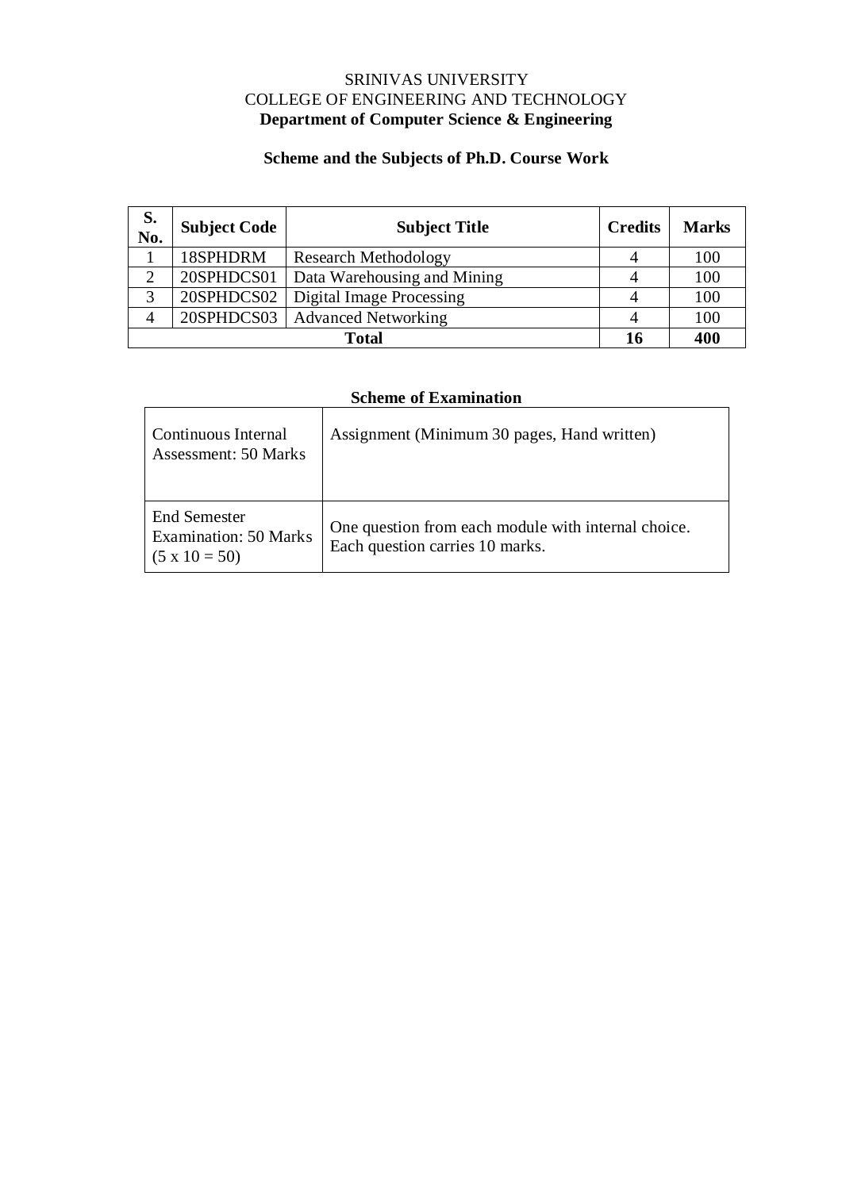SRINIVAS UNIVERSITY

COLLEGE OF ENGINEERING AND TECHNOLOGY

**Department of Computer Science & Engineering**

**Scheme and the Subjects of Ph.D. Course Work**

| S. No. | Subject Code | Subject Title | Credits | Marks |
|---|---|---|---|---|
| 1 | 18SPHDRM | Research Methodology | 4 | 100 |
| 2 | 20SPHDCS01 | Data Warehousing and Mining | 4 | 100 |
| 3 | 20SPHDCS02 | Digital Image Processing | 4 | 100 |
| 4 | 20SPHDCS03 | Advanced Networking | 4 | 100 |
| **Total** | | | **16** | **400** |

**Scheme of Examination**

| | |
|---|---|
| Continuous Internal Assessment: 50 Marks | Assignment (Minimum 30 pages, Hand written) |
| End Semester Examination: 50 Marks (5 x 10 = 50) | One question from each module with internal choice. Each question carries 10 marks. |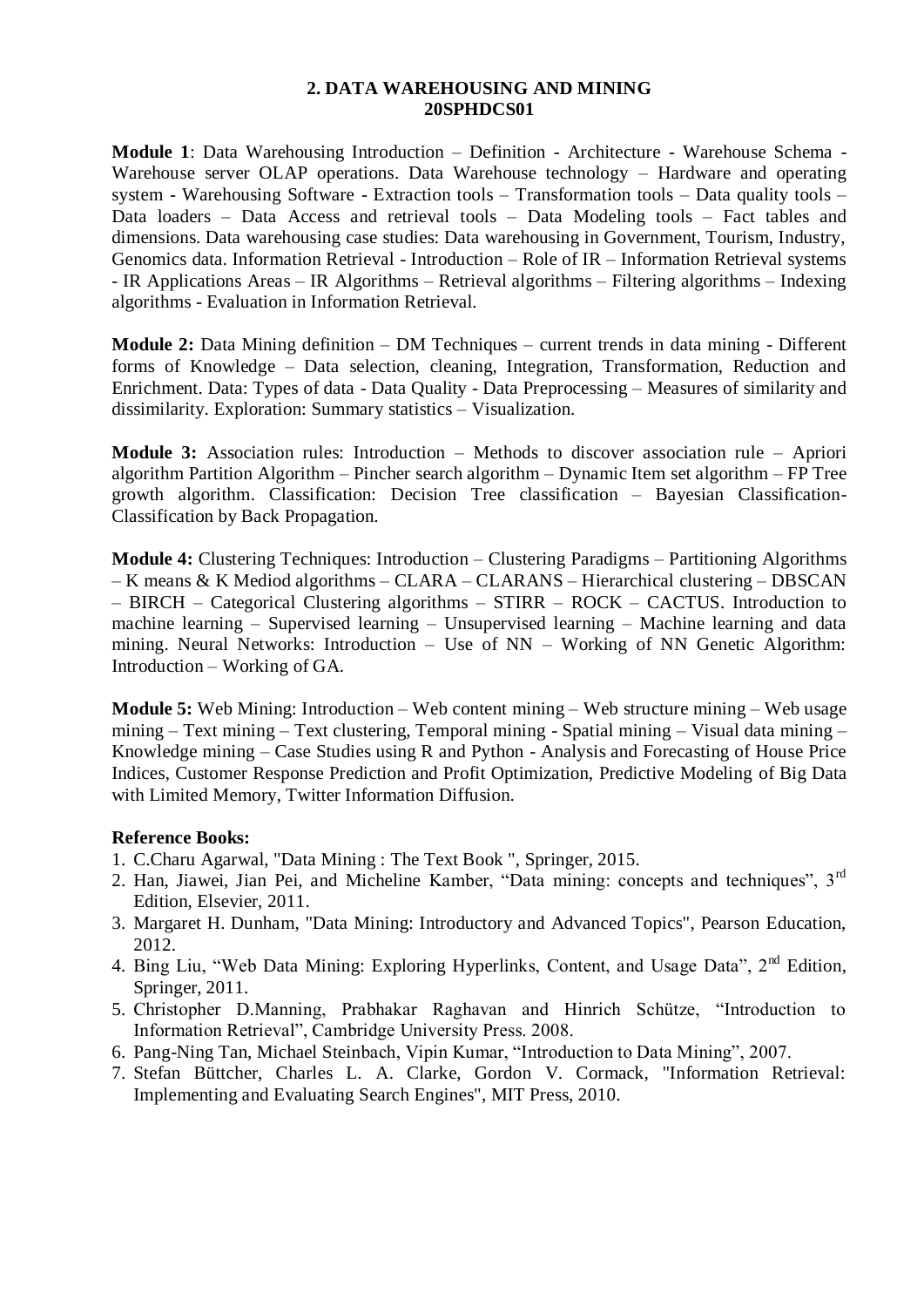## 2. DATA WAREHOUSING AND MINING
## 20SPHDCS01

**Module 1**: Data Warehousing Introduction – Definition - Architecture - Warehouse Schema - Warehouse server OLAP operations. Data Warehouse technology – Hardware and operating system - Warehousing Software - Extraction tools – Transformation tools – Data quality tools – Data loaders – Data Access and retrieval tools – Data Modeling tools – Fact tables and dimensions. Data warehousing case studies: Data warehousing in Government, Tourism, Industry, Genomics data. Information Retrieval - Introduction – Role of IR – Information Retrieval systems - IR Applications Areas – IR Algorithms – Retrieval algorithms – Filtering algorithms – Indexing algorithms - Evaluation in Information Retrieval.

**Module 2:** Data Mining definition – DM Techniques – current trends in data mining - Different forms of Knowledge – Data selection, cleaning, Integration, Transformation, Reduction and Enrichment. Data: Types of data - Data Quality - Data Preprocessing – Measures of similarity and dissimilarity. Exploration: Summary statistics – Visualization.

**Module 3:** Association rules: Introduction – Methods to discover association rule – Apriori algorithm Partition Algorithm – Pincher search algorithm – Dynamic Item set algorithm – FP Tree growth algorithm. Classification: Decision Tree classification – Bayesian Classification- Classification by Back Propagation.

**Module 4:** Clustering Techniques: Introduction – Clustering Paradigms – Partitioning Algorithms – K means & K Mediod algorithms – CLARA – CLARANS – Hierarchical clustering – DBSCAN – BIRCH – Categorical Clustering algorithms – STIRR – ROCK – CACTUS. Introduction to machine learning – Supervised learning – Unsupervised learning – Machine learning and data mining. Neural Networks: Introduction – Use of NN – Working of NN Genetic Algorithm: Introduction – Working of GA.

**Module 5:** Web Mining: Introduction – Web content mining – Web structure mining – Web usage mining – Text mining – Text clustering, Temporal mining - Spatial mining – Visual data mining – Knowledge mining – Case Studies using R and Python - Analysis and Forecasting of House Price Indices, Customer Response Prediction and Profit Optimization, Predictive Modeling of Big Data with Limited Memory, Twitter Information Diffusion.

**Reference Books:**

1. C.Charu Agarwal, "Data Mining : The Text Book ", Springer, 2015.
2. Han, Jiawei, Jian Pei, and Micheline Kamber, "Data mining: concepts and techniques", 3rd Edition, Elsevier, 2011.
3. Margaret H. Dunham, "Data Mining: Introductory and Advanced Topics", Pearson Education, 2012.
4. Bing Liu, "Web Data Mining: Exploring Hyperlinks, Content, and Usage Data", 2nd Edition, Springer, 2011.
5. Christopher D.Manning, Prabhakar Raghavan and Hinrich Schütze, "Introduction to Information Retrieval", Cambridge University Press. 2008.
6. Pang-Ning Tan, Michael Steinbach, Vipin Kumar, "Introduction to Data Mining", 2007.
7. Stefan Büttcher, Charles L. A. Clarke, Gordon V. Cormack, "Information Retrieval: Implementing and Evaluating Search Engines", MIT Press, 2010.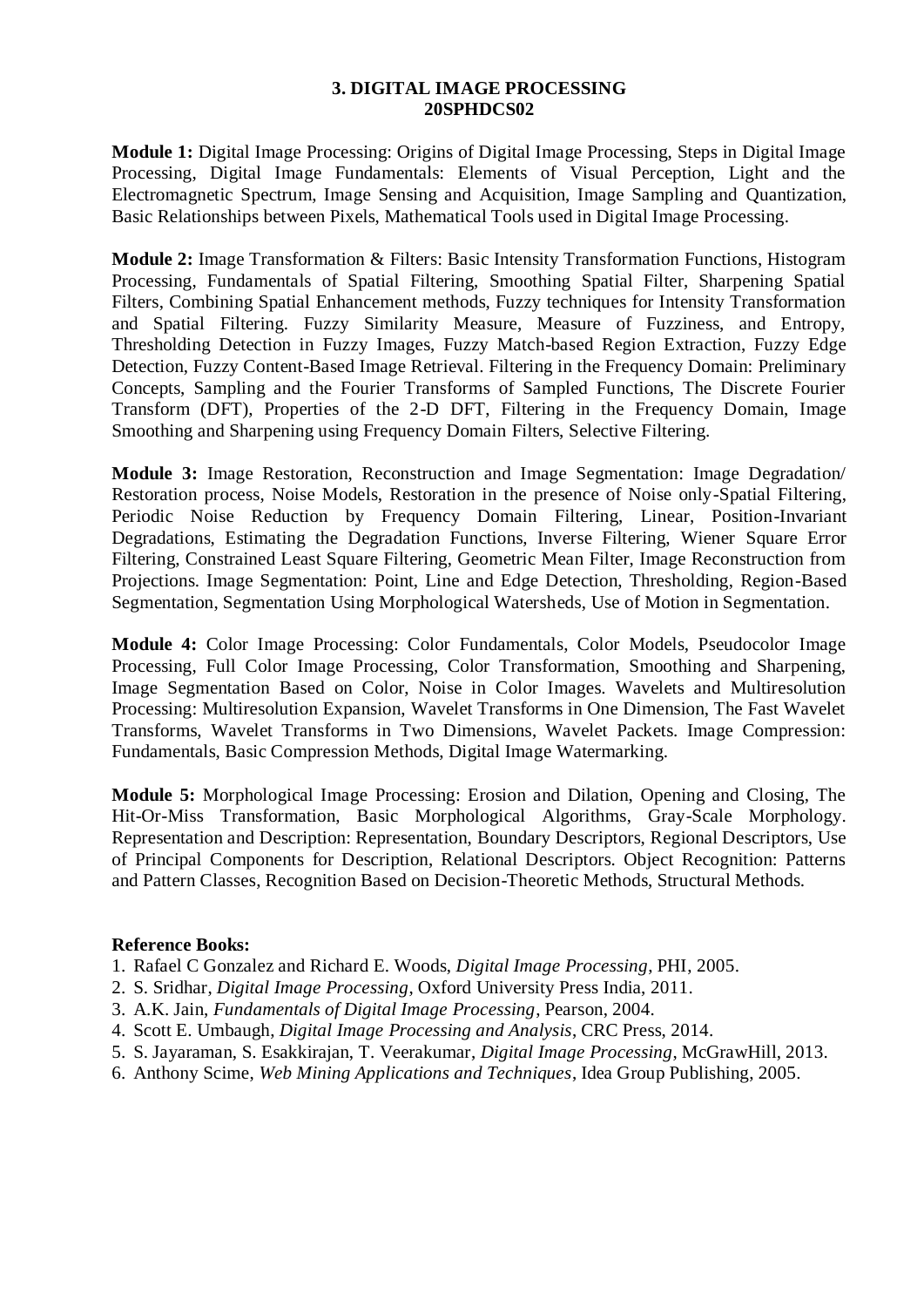## 3. DIGITAL IMAGE PROCESSING
## 20SPHDCS02

**Module 1:** Digital Image Processing: Origins of Digital Image Processing, Steps in Digital Image Processing, Digital Image Fundamentals: Elements of Visual Perception, Light and the Electromagnetic Spectrum, Image Sensing and Acquisition, Image Sampling and Quantization, Basic Relationships between Pixels, Mathematical Tools used in Digital Image Processing.

**Module 2:** Image Transformation & Filters: Basic Intensity Transformation Functions, Histogram Processing, Fundamentals of Spatial Filtering, Smoothing Spatial Filter, Sharpening Spatial Filters, Combining Spatial Enhancement methods, Fuzzy techniques for Intensity Transformation and Spatial Filtering. Fuzzy Similarity Measure, Measure of Fuzziness, and Entropy, Thresholding Detection in Fuzzy Images, Fuzzy Match-based Region Extraction, Fuzzy Edge Detection, Fuzzy Content-Based Image Retrieval. Filtering in the Frequency Domain: Preliminary Concepts, Sampling and the Fourier Transforms of Sampled Functions, The Discrete Fourier Transform (DFT), Properties of the 2-D DFT, Filtering in the Frequency Domain, Image Smoothing and Sharpening using Frequency Domain Filters, Selective Filtering.

**Module 3:** Image Restoration, Reconstruction and Image Segmentation: Image Degradation/ Restoration process, Noise Models, Restoration in the presence of Noise only-Spatial Filtering, Periodic Noise Reduction by Frequency Domain Filtering, Linear, Position-Invariant Degradations, Estimating the Degradation Functions, Inverse Filtering, Wiener Square Error Filtering, Constrained Least Square Filtering, Geometric Mean Filter, Image Reconstruction from Projections. Image Segmentation: Point, Line and Edge Detection, Thresholding, Region-Based Segmentation, Segmentation Using Morphological Watersheds, Use of Motion in Segmentation.

**Module 4:** Color Image Processing: Color Fundamentals, Color Models, Pseudocolor Image Processing, Full Color Image Processing, Color Transformation, Smoothing and Sharpening, Image Segmentation Based on Color, Noise in Color Images. Wavelets and Multiresolution Processing: Multiresolution Expansion, Wavelet Transforms in One Dimension, The Fast Wavelet Transforms, Wavelet Transforms in Two Dimensions, Wavelet Packets. Image Compression: Fundamentals, Basic Compression Methods, Digital Image Watermarking.

**Module 5:** Morphological Image Processing: Erosion and Dilation, Opening and Closing, The Hit-Or-Miss Transformation, Basic Morphological Algorithms, Gray-Scale Morphology. Representation and Description: Representation, Boundary Descriptors, Regional Descriptors, Use of Principal Components for Description, Relational Descriptors. Object Recognition: Patterns and Pattern Classes, Recognition Based on Decision-Theoretic Methods, Structural Methods.

**Reference Books:**

1. Rafael C Gonzalez and Richard E. Woods, *Digital Image Processing*, PHI, 2005.
2. S. Sridhar, *Digital Image Processing*, Oxford University Press India, 2011.
3. A.K. Jain, *Fundamentals of Digital Image Processing*, Pearson, 2004.
4. Scott E. Umbaugh, *Digital Image Processing and Analysis*, CRC Press, 2014.
5. S. Jayaraman, S. Esakkirajan, T. Veerakumar, *Digital Image Processing*, McGrawHill, 2013.
6. Anthony Scime, *Web Mining Applications and Techniques*, Idea Group Publishing, 2005.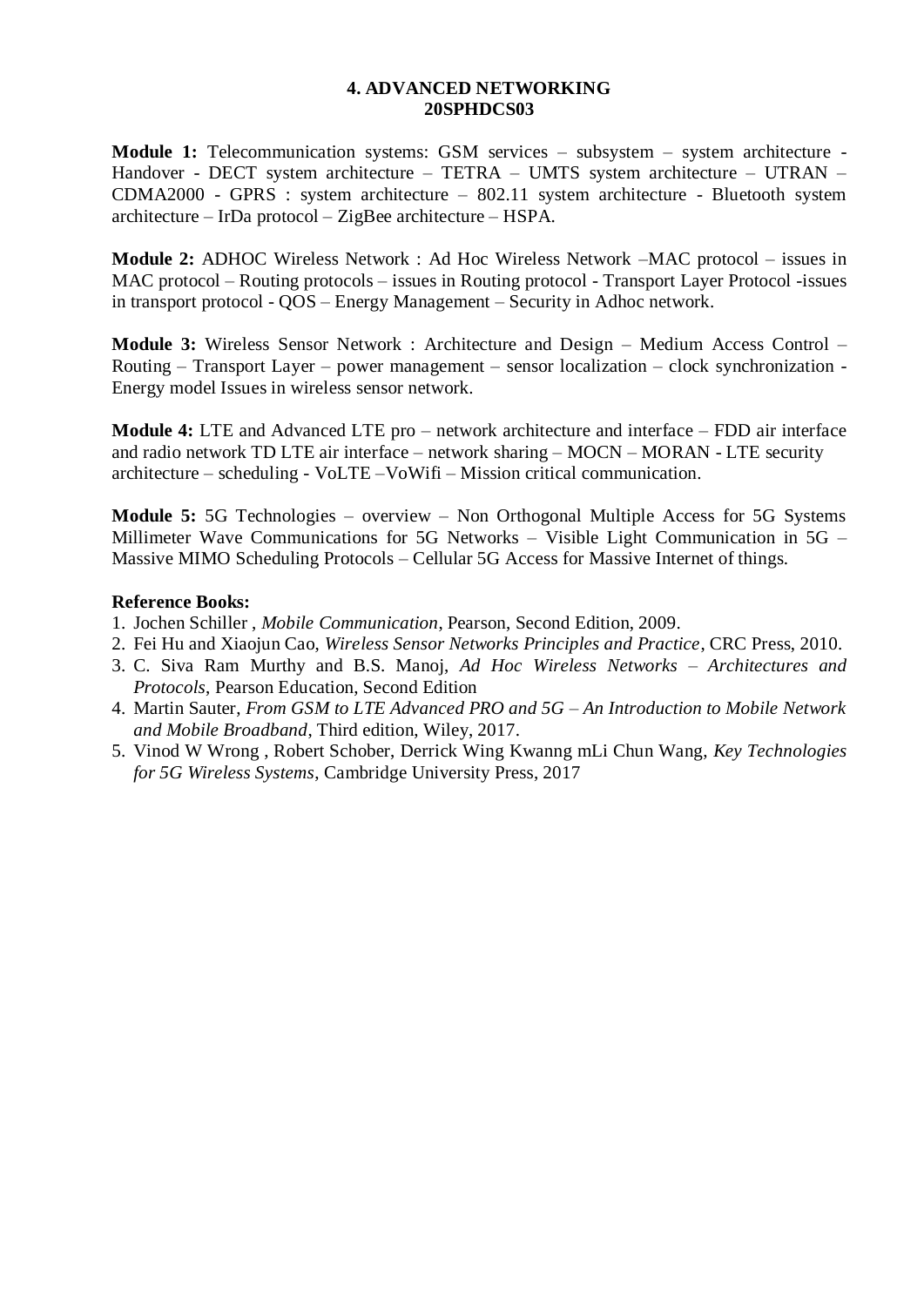## 4. ADVANCED NETWORKING
## 20SPHDCS03

**Module 1:** Telecommunication systems: GSM services – subsystem – system architecture - Handover - DECT system architecture – TETRA – UMTS system architecture – UTRAN – CDMA2000 - GPRS : system architecture – 802.11 system architecture - Bluetooth system architecture – IrDa protocol – ZigBee architecture – HSPA.

**Module 2:** ADHOC Wireless Network : Ad Hoc Wireless Network –MAC protocol – issues in MAC protocol – Routing protocols – issues in Routing protocol - Transport Layer Protocol -issues in transport protocol - QOS – Energy Management – Security in Adhoc network.

**Module 3:** Wireless Sensor Network : Architecture and Design – Medium Access Control – Routing – Transport Layer – power management – sensor localization – clock synchronization - Energy model Issues in wireless sensor network.

**Module 4:** LTE and Advanced LTE pro – network architecture and interface – FDD air interface and radio network TD LTE air interface – network sharing – MOCN – MORAN - LTE security architecture – scheduling - VoLTE –VoWifi – Mission critical communication.

**Module 5:** 5G Technologies – overview – Non Orthogonal Multiple Access for 5G Systems Millimeter Wave Communications for 5G Networks – Visible Light Communication in 5G – Massive MIMO Scheduling Protocols – Cellular 5G Access for Massive Internet of things.

**Reference Books:**

1. Jochen Schiller , *Mobile Communication*, Pearson, Second Edition, 2009.
2. Fei Hu and Xiaojun Cao, *Wireless Sensor Networks Principles and Practice*, CRC Press, 2010.
3. C. Siva Ram Murthy and B.S. Manoj, *Ad Hoc Wireless Networks – Architectures and Protocols*, Pearson Education, Second Edition
4. Martin Sauter, *From GSM to LTE Advanced PRO and 5G – An Introduction to Mobile Network and Mobile Broadband*, Third edition, Wiley, 2017.
5. Vinod W Wrong , Robert Schober, Derrick Wing Kwanng mLi Chun Wang, *Key Technologies for 5G Wireless Systems*, Cambridge University Press, 2017